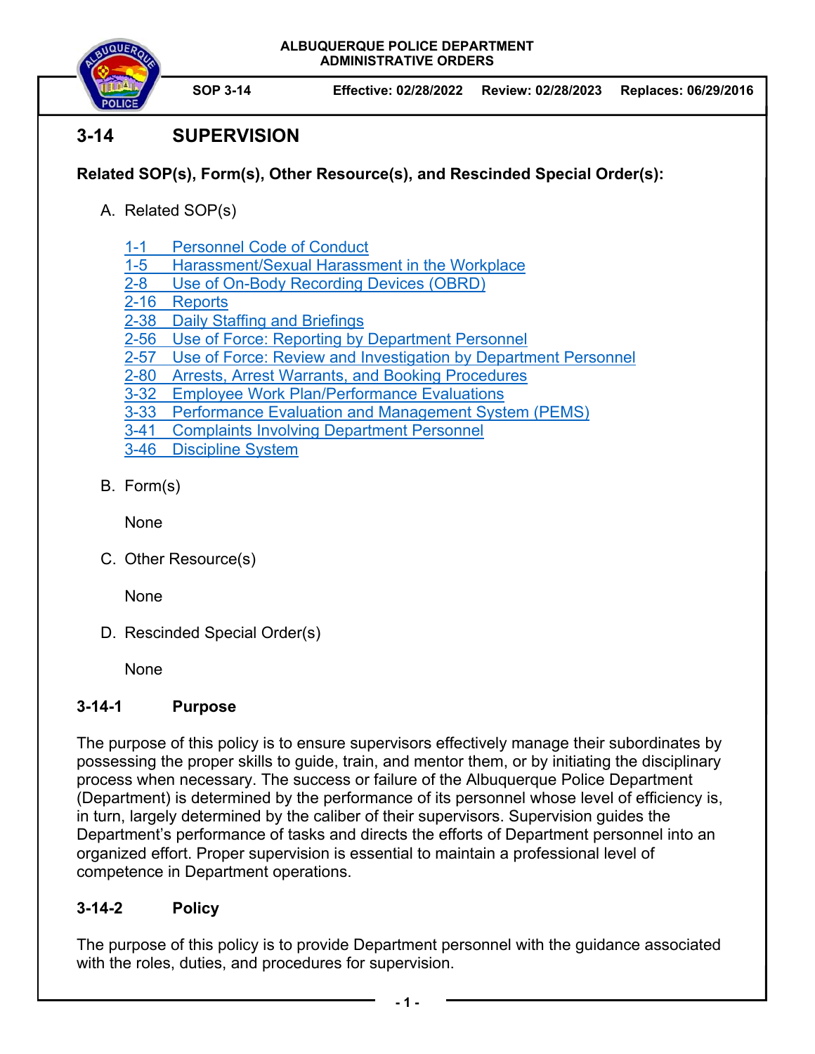ALBUQUERQUE POLICE DEPARTMENT
ADMINISTRATIVE ORDERS

**SOP 3-14** | **Effective: 02/28/2022** | **Review: 02/28/2023** | **Replaces: 06/29/2016**

# 3-14 SUPERVISION

**Related SOP(s), Form(s), Other Resource(s), and Rescinded Special Order(s):**

A. Related SOP(s)

1-1 Personnel Code of Conduct
1-5 Harassment/Sexual Harassment in the Workplace
2-8 Use of On-Body Recording Devices (OBRD)
2-16 Reports
2-38 Daily Staffing and Briefings
2-56 Use of Force: Reporting by Department Personnel
2-57 Use of Force: Review and Investigation by Department Personnel
2-80 Arrests, Arrest Warrants, and Booking Procedures
3-32 Employee Work Plan/Performance Evaluations
3-33 Performance Evaluation and Management System (PEMS)
3-41 Complaints Involving Department Personnel
3-46 Discipline System

B. Form(s)

None

C. Other Resource(s)

None

D. Rescinded Special Order(s)

None

## 3-14-1 Purpose

The purpose of this policy is to ensure supervisors effectively manage their subordinates by possessing the proper skills to guide, train, and mentor them, or by initiating the disciplinary process when necessary. The success or failure of the Albuquerque Police Department (Department) is determined by the performance of its personnel whose level of efficiency is, in turn, largely determined by the caliber of their supervisors. Supervision guides the Department's performance of tasks and directs the efforts of Department personnel into an organized effort. Proper supervision is essential to maintain a professional level of competence in Department operations.

## 3-14-2 Policy

The purpose of this policy is to provide Department personnel with the guidance associated with the roles, duties, and procedures for supervision.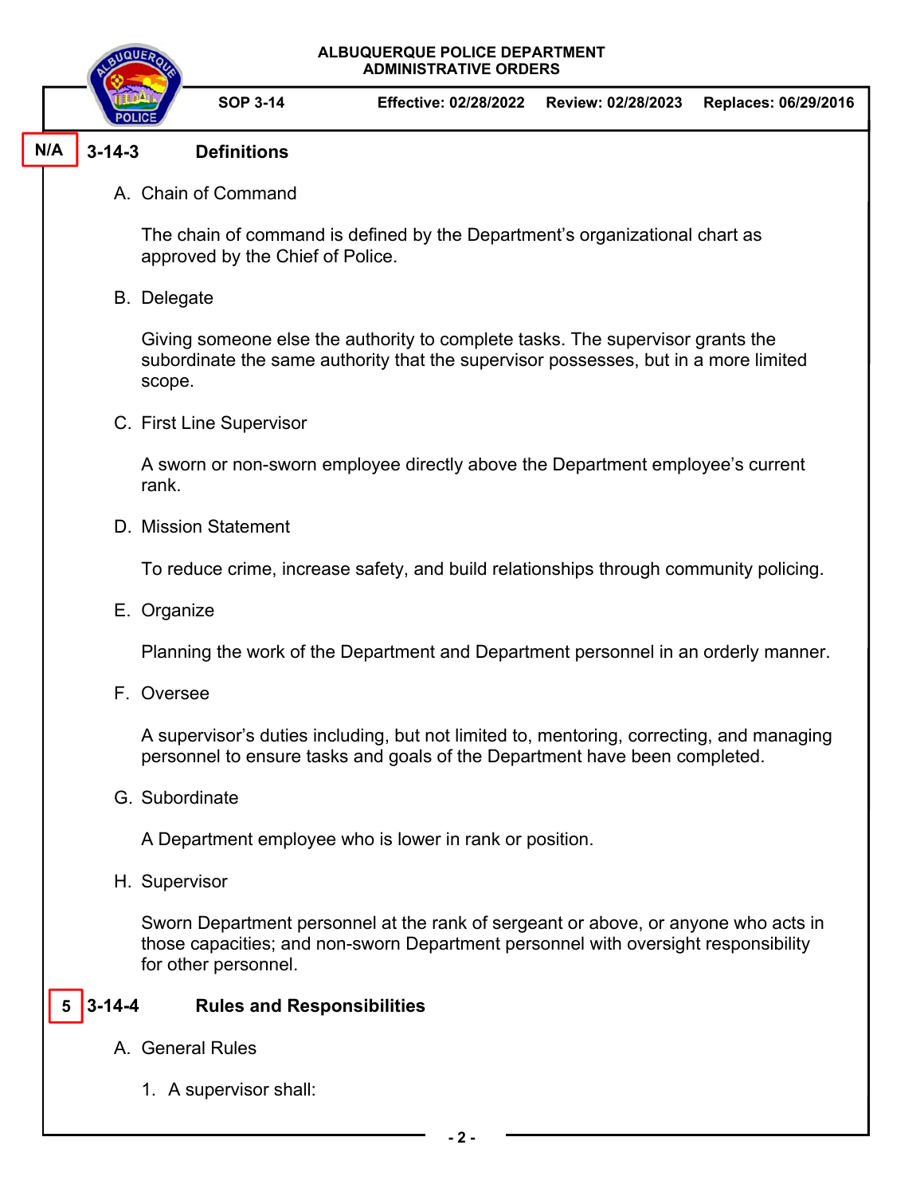N/A **3-14-3 Definitions**

A. Chain of Command

The chain of command is defined by the Department's organizational chart as approved by the Chief of Police.

B. Delegate

Giving someone else the authority to complete tasks. The supervisor grants the subordinate the same authority that the supervisor possesses, but in a more limited scope.

C. First Line Supervisor

A sworn or non-sworn employee directly above the Department employee's current rank.

D. Mission Statement

To reduce crime, increase safety, and build relationships through community policing.

E. Organize

Planning the work of the Department and Department personnel in an orderly manner.

F. Oversee

A supervisor's duties including, but not limited to, mentoring, correcting, and managing personnel to ensure tasks and goals of the Department have been completed.

G. Subordinate

A Department employee who is lower in rank or position.

H. Supervisor

Sworn Department personnel at the rank of sergeant or above, or anyone who acts in those capacities; and non-sworn Department personnel with oversight responsibility for other personnel.

5 **3-14-4 Rules and Responsibilities**

A. General Rules

1. A supervisor shall: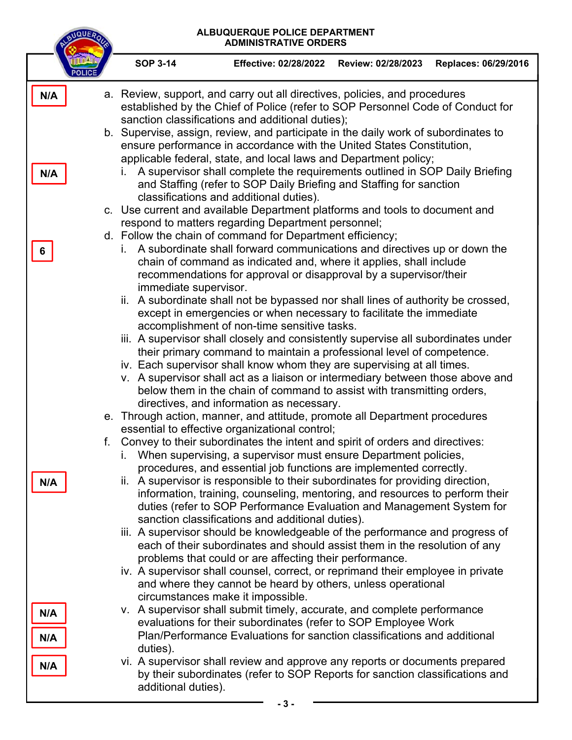N/A

a. Review, support, and carry out all directives, policies, and procedures established by the Chief of Police (refer to SOP Personnel Code of Conduct for sanction classifications and additional duties);

b. Supervise, assign, review, and participate in the daily work of subordinates to ensure performance in accordance with the United States Constitution, applicable federal, state, and local laws and Department policy;

N/A

   i. A supervisor shall complete the requirements outlined in SOP Daily Briefing and Staffing (refer to SOP Daily Briefing and Staffing for sanction classifications and additional duties).

c. Use current and available Department platforms and tools to document and respond to matters regarding Department personnel;

d. Follow the chain of command for Department efficiency;

6

   i. A subordinate shall forward communications and directives up or down the chain of command as indicated and, where it applies, shall include recommendations for approval or disapproval by a supervisor/their immediate supervisor.
   ii. A subordinate shall not be bypassed nor shall lines of authority be crossed, except in emergencies or when necessary to facilitate the immediate accomplishment of non-time sensitive tasks.
   iii. A supervisor shall closely and consistently supervise all subordinates under their primary command to maintain a professional level of competence.
   iv. Each supervisor shall know whom they are supervising at all times.
   v. A supervisor shall act as a liaison or intermediary between those above and below them in the chain of command to assist with transmitting orders, directives, and information as necessary.

e. Through action, manner, and attitude, promote all Department procedures essential to effective organizational control;

f. Convey to their subordinates the intent and spirit of orders and directives:
   i. When supervising, a supervisor must ensure Department policies, procedures, and essential job functions are implemented correctly.

N/A

   ii. A supervisor is responsible to their subordinates for providing direction, information, training, counseling, mentoring, and resources to perform their duties (refer to SOP Performance Evaluation and Management System for sanction classifications and additional duties).
   iii. A supervisor should be knowledgeable of the performance and progress of each of their subordinates and should assist them in the resolution of any problems that could or are affecting their performance.

N/A

   iv. A supervisor shall counsel, correct, or reprimand their employee in private and where they cannot be heard by others, unless operational circumstances make it impossible.

N/A

   v. A supervisor shall submit timely, accurate, and complete performance evaluations for their subordinates (refer to SOP Employee Work Plan/Performance Evaluations for sanction classifications and additional duties).

N/A

   vi. A supervisor shall review and approve any reports or documents prepared by their subordinates (refer to SOP Reports for sanction classifications and additional duties).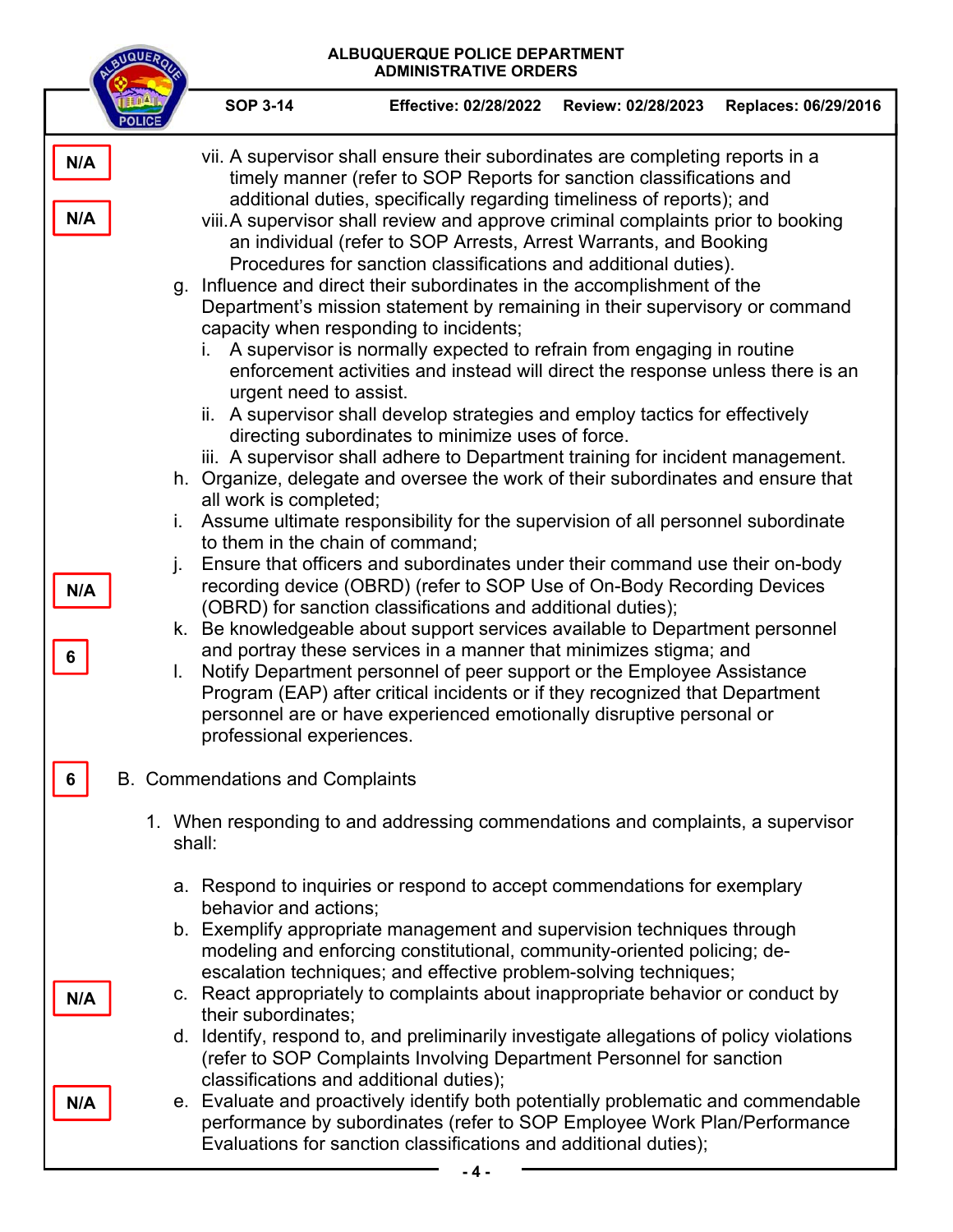N/A

vii. A supervisor shall ensure their subordinates are completing reports in a timely manner (refer to SOP Reports for sanction classifications and additional duties, specifically regarding timeliness of reports); and

N/A

viii. A supervisor shall review and approve criminal complaints prior to booking an individual (refer to SOP Arrests, Arrest Warrants, and Booking Procedures for sanction classifications and additional duties).

g. Influence and direct their subordinates in the accomplishment of the Department's mission statement by remaining in their supervisory or command capacity when responding to incidents;

   i. A supervisor is normally expected to refrain from engaging in routine enforcement activities and instead will direct the response unless there is an urgent need to assist.

   ii. A supervisor shall develop strategies and employ tactics for effectively directing subordinates to minimize uses of force.

   iii. A supervisor shall adhere to Department training for incident management.

h. Organize, delegate and oversee the work of their subordinates and ensure that all work is completed;

i. Assume ultimate responsibility for the supervision of all personnel subordinate to them in the chain of command;

N/A

j. Ensure that officers and subordinates under their command use their on-body recording device (OBRD) (refer to SOP Use of On-Body Recording Devices (OBRD) for sanction classifications and additional duties);

6

k. Be knowledgeable about support services available to Department personnel and portray these services in a manner that minimizes stigma; and

l. Notify Department personnel of peer support or the Employee Assistance Program (EAP) after critical incidents or if they recognized that Department personnel are or have experienced emotionally disruptive personal or professional experiences.

6

B. Commendations and Complaints

1. When responding to and addressing commendations and complaints, a supervisor shall:

   a. Respond to inquiries or respond to accept commendations for exemplary behavior and actions;

   b. Exemplify appropriate management and supervision techniques through modeling and enforcing constitutional, community-oriented policing; de-escalation techniques; and effective problem-solving techniques;

N/A

   c. React appropriately to complaints about inappropriate behavior or conduct by their subordinates;

   d. Identify, respond to, and preliminarily investigate allegations of policy violations (refer to SOP Complaints Involving Department Personnel for sanction classifications and additional duties);

N/A

   e. Evaluate and proactively identify both potentially problematic and commendable performance by subordinates (refer to SOP Employee Work Plan/Performance Evaluations for sanction classifications and additional duties);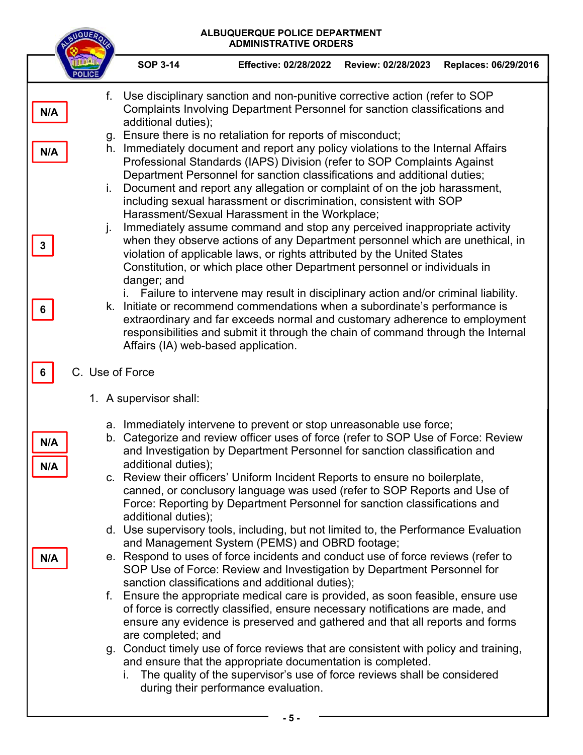N/A

f. Use disciplinary sanction and non-punitive corrective action (refer to SOP Complaints Involving Department Personnel for sanction classifications and additional duties);

N/A

g. Ensure there is no retaliation for reports of misconduct;

h. Immediately document and report any policy violations to the Internal Affairs Professional Standards (IAPS) Division (refer to SOP Complaints Against Department Personnel for sanction classifications and additional duties;

i. Document and report any allegation or complaint of on the job harassment, including sexual harassment or discrimination, consistent with SOP Harassment/Sexual Harassment in the Workplace;

3

j. Immediately assume command and stop any perceived inappropriate activity when they observe actions of any Department personnel which are unethical, in violation of applicable laws, or rights attributed by the United States Constitution, or which place other Department personnel or individuals in danger; and

   i. Failure to intervene may result in disciplinary action and/or criminal liability.

6

k. Initiate or recommend commendations when a subordinate's performance is extraordinary and far exceeds normal and customary adherence to employment responsibilities and submit it through the chain of command through the Internal Affairs (IA) web-based application.

6

C. Use of Force

1. A supervisor shall:

   a. Immediately intervene to prevent or stop unreasonable use force;

   N/A

   b. Categorize and review officer uses of force (refer to SOP Use of Force: Review and Investigation by Department Personnel for sanction classification and additional duties);

   N/A

   c. Review their officers' Uniform Incident Reports to ensure no boilerplate, canned, or conclusory language was used (refer to SOP Reports and Use of Force: Reporting by Department Personnel for sanction classifications and additional duties);

   d. Use supervisory tools, including, but not limited to, the Performance Evaluation and Management System (PEMS) and OBRD footage;

   N/A

   e. Respond to uses of force incidents and conduct use of force reviews (refer to SOP Use of Force: Review and Investigation by Department Personnel for sanction classifications and additional duties);

   f. Ensure the appropriate medical care is provided, as soon feasible, ensure use of force is correctly classified, ensure necessary notifications are made, and ensure any evidence is preserved and gathered and that all reports and forms are completed; and

   g. Conduct timely use of force reviews that are consistent with policy and training, and ensure that the appropriate documentation is completed.

      i. The quality of the supervisor's use of force reviews shall be considered during their performance evaluation.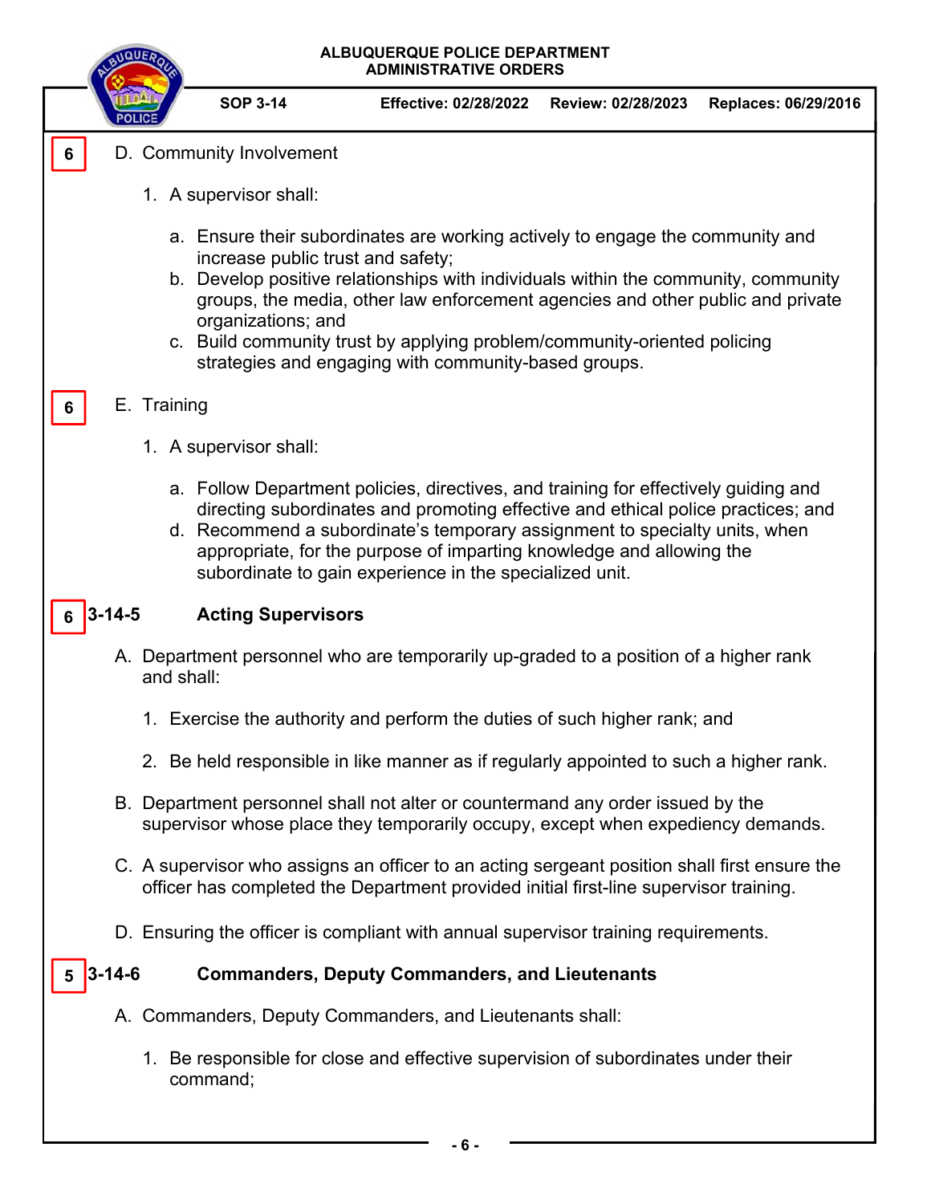6 D. Community Involvement

1. A supervisor shall:

   a. Ensure their subordinates are working actively to engage the community and increase public trust and safety;
   b. Develop positive relationships with individuals within the community, community groups, the media, other law enforcement agencies and other public and private organizations; and
   c. Build community trust by applying problem/community-oriented policing strategies and engaging with community-based groups.

6 E. Training

1. A supervisor shall:

   a. Follow Department policies, directives, and training for effectively guiding and directing subordinates and promoting effective and ethical police practices; and
   d. Recommend a subordinate's temporary assignment to specialty units, when appropriate, for the purpose of imparting knowledge and allowing the subordinate to gain experience in the specialized unit.

## 6 3-14-5 Acting Supervisors

A. Department personnel who are temporarily up-graded to a position of a higher rank and shall:

   1. Exercise the authority and perform the duties of such higher rank; and

   2. Be held responsible in like manner as if regularly appointed to such a higher rank.

B. Department personnel shall not alter or countermand any order issued by the supervisor whose place they temporarily occupy, except when expediency demands.

C. A supervisor who assigns an officer to an acting sergeant position shall first ensure the officer has completed the Department provided initial first-line supervisor training.

D. Ensuring the officer is compliant with annual supervisor training requirements.

## 5 3-14-6 Commanders, Deputy Commanders, and Lieutenants

A. Commanders, Deputy Commanders, and Lieutenants shall:

   1. Be responsible for close and effective supervision of subordinates under their command;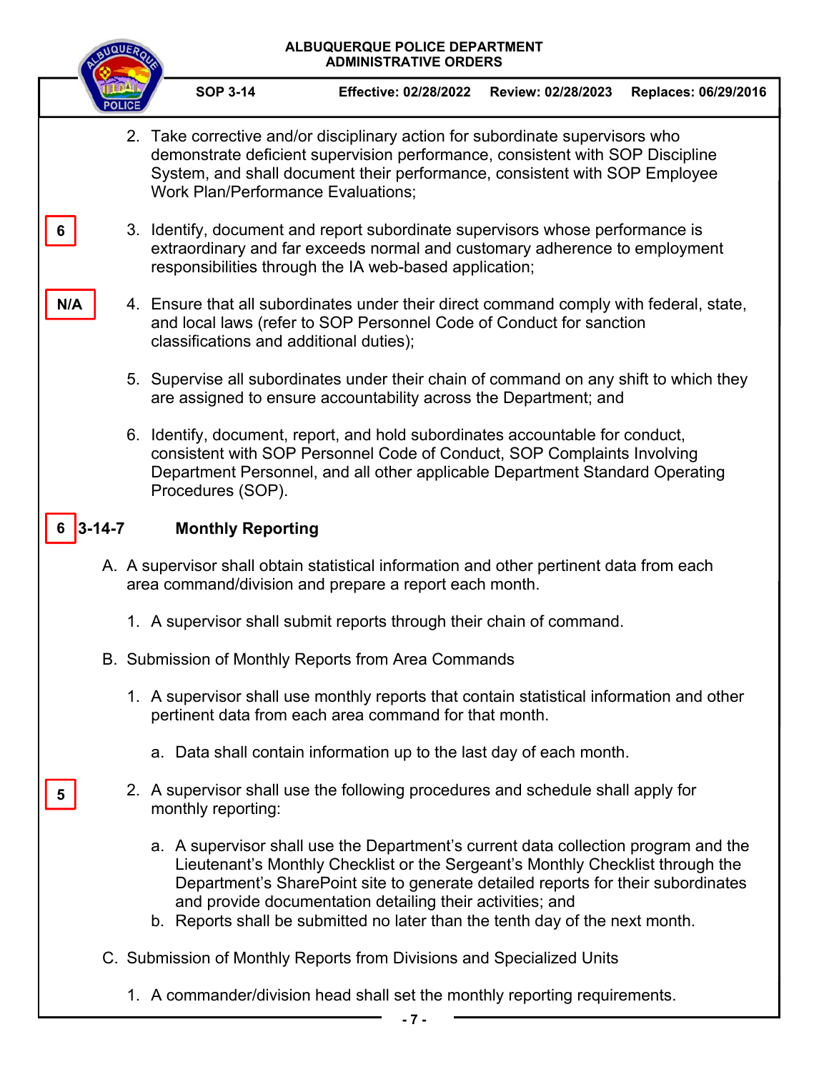2. Take corrective and/or disciplinary action for subordinate supervisors who demonstrate deficient supervision performance, consistent with SOP Discipline System, and shall document their performance, consistent with SOP Employee Work Plan/Performance Evaluations;

6

3. Identify, document and report subordinate supervisors whose performance is extraordinary and far exceeds normal and customary adherence to employment responsibilities through the IA web-based application;

N/A

4. Ensure that all subordinates under their direct command comply with federal, state, and local laws (refer to SOP Personnel Code of Conduct for sanction classifications and additional duties);

5. Supervise all subordinates under their chain of command on any shift to which they are assigned to ensure accountability across the Department; and

6. Identify, document, report, and hold subordinates accountable for conduct, consistent with SOP Personnel Code of Conduct, SOP Complaints Involving Department Personnel, and all other applicable Department Standard Operating Procedures (SOP).

6

## 3-14-7 Monthly Reporting

A. A supervisor shall obtain statistical information and other pertinent data from each area command/division and prepare a report each month.

   1. A supervisor shall submit reports through their chain of command.

B. Submission of Monthly Reports from Area Commands

   1. A supervisor shall use monthly reports that contain statistical information and other pertinent data from each area command for that month.

      a. Data shall contain information up to the last day of each month.

5

   2. A supervisor shall use the following procedures and schedule shall apply for monthly reporting:

      a. A supervisor shall use the Department's current data collection program and the Lieutenant's Monthly Checklist or the Sergeant's Monthly Checklist through the Department's SharePoint site to generate detailed reports for their subordinates and provide documentation detailing their activities; and

      b. Reports shall be submitted no later than the tenth day of the next month.

C. Submission of Monthly Reports from Divisions and Specialized Units

   1. A commander/division head shall set the monthly reporting requirements.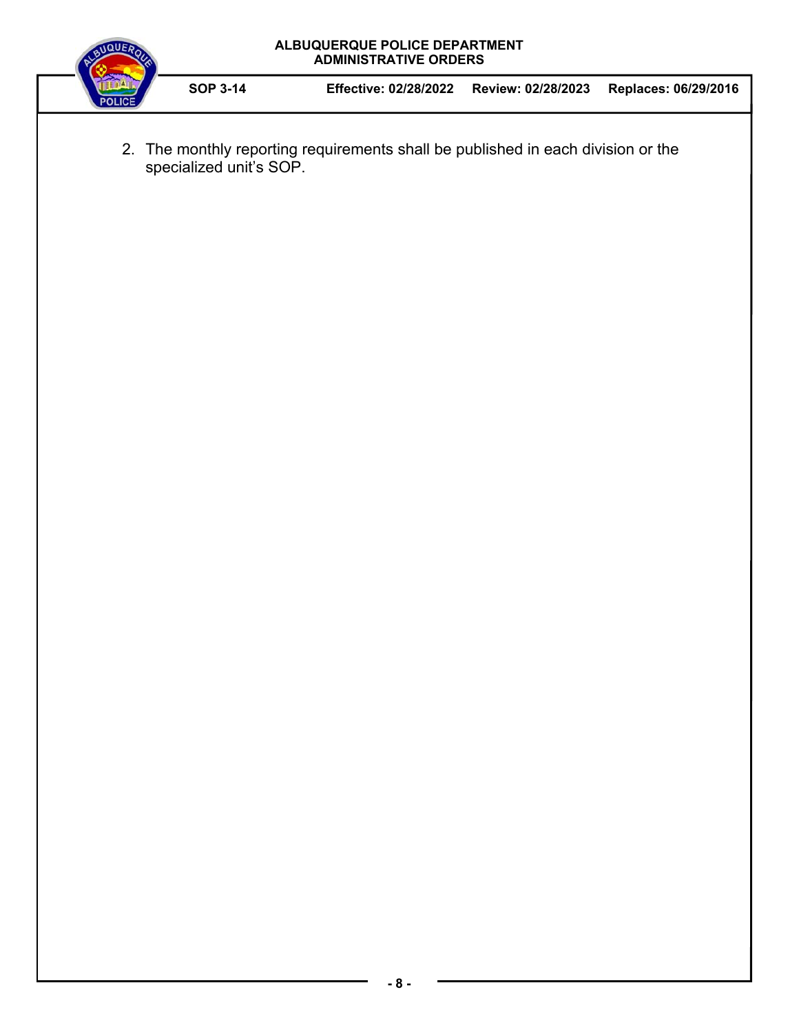2. The monthly reporting requirements shall be published in each division or the specialized unit's SOP.